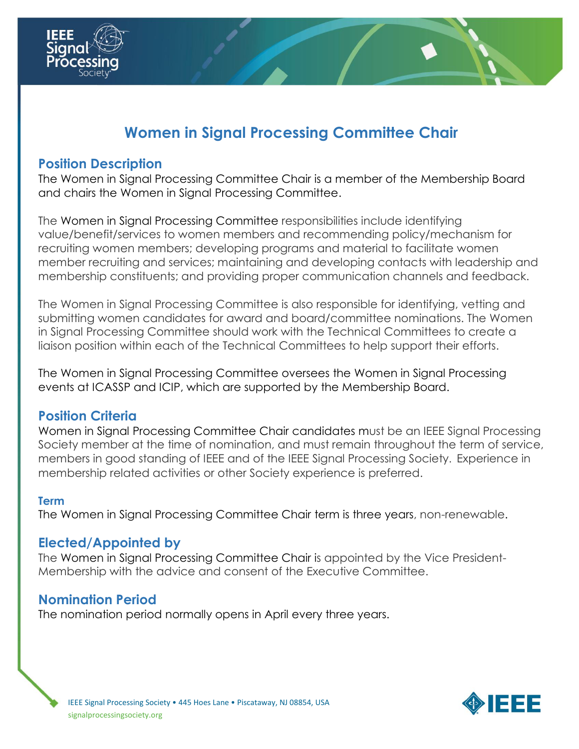# Women in Signal Processing Committee Chair

## Position Description

The Women in Signal Processing Committee Chair is a member of the Membership Board and chairs the Women in Signal Processing Committee.

The Women in Signal Processing Committee responsibilities include identifying value/benefit/services to women members and recommending policy/mechanism for recruiting women members; developing programs and material to facilitate women member recruiting and services; maintaining and developing contacts with leadership and membership constituents; and providing proper communication channels and feedback.

The Women in Signal Processing Committee is also responsible for identifying, vetting and submitting women candidates for award and board/committee nominations. The Women in Signal Processing Committee should work with the Technical Committees to create a liaison position within each of the Technical Committees to help support their efforts.

The Women in Signal Processing Committee oversees the Women in Signal Processing events at ICASSP and ICIP, which are supported by the Membership Board.

## Position Criteria

Women in Signal Processing Committee Chair candidates must be an IEEE Signal Processing Society member at the time of nomination, and must remain throughout the term of service, members in good standing of IEEE and of the IEEE Signal Processing Society. Experience in membership related activities or other Society experience is preferred.

### Term

The Women in Signal Processing Committee Chair term is three years, non-renewable.

## Elected/Appointed by

The Women in Signal Processing Committee Chair is appointed by the Vice President-Membership with the advice and consent of the Executive Committee.

## Nomination Period

The nomination period normally opens in April every three years.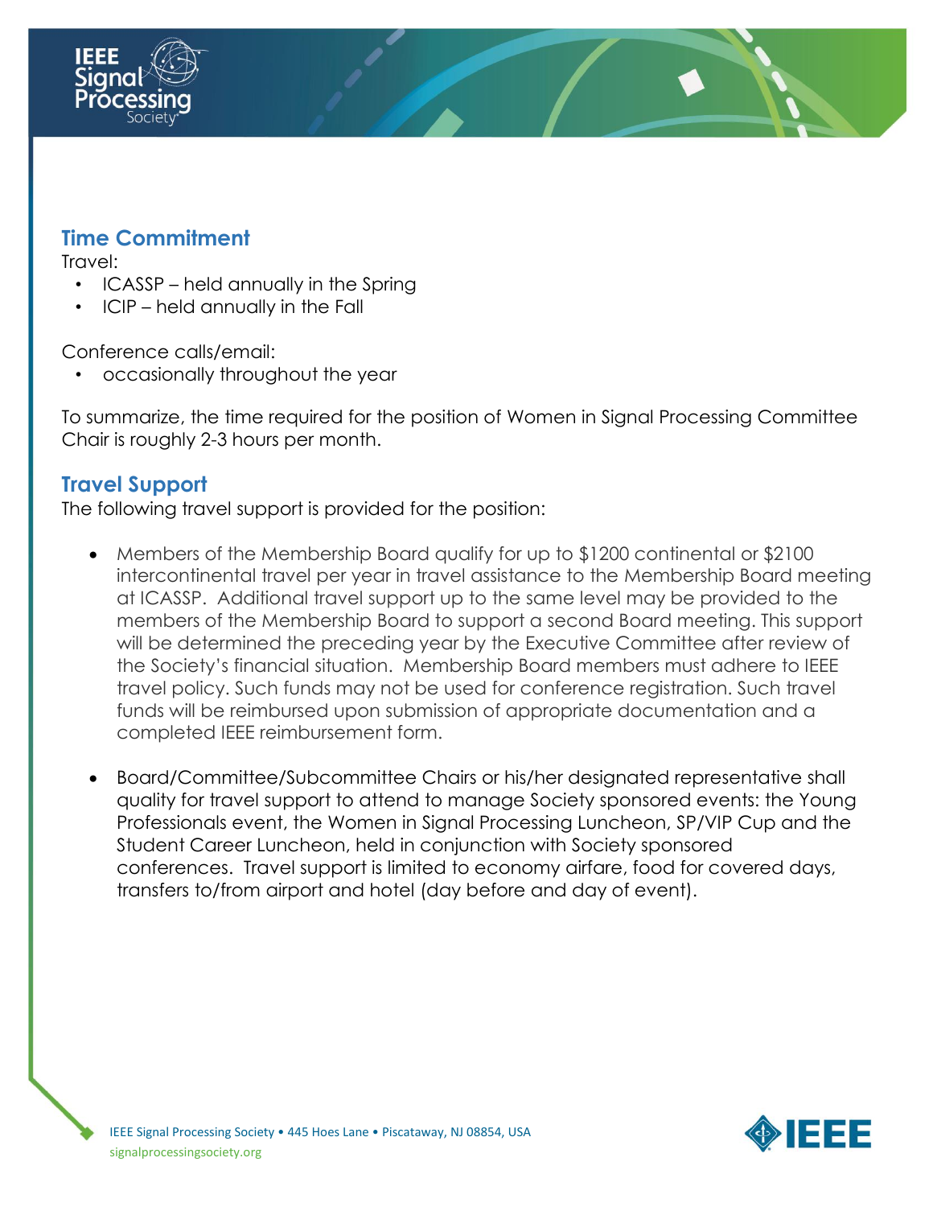## Time Commitment

Travel:

- ICASSP – held annually in the Spring
- ICIP – held annually in the Fall

Conference calls/email:

- occasionally throughout the year

To summarize, the time required for the position of Women in Signal Processing Committee Chair is roughly 2-3 hours per month.

## Travel Support

The following travel support is provided for the position:

- Members of the Membership Board qualify for up to $1200 continental or $2100 intercontinental travel per year in travel assistance to the Membership Board meeting at ICASSP. Additional travel support up to the same level may be provided to the members of the Membership Board to support a second Board meeting. This support will be determined the preceding year by the Executive Committee after review of the Society's financial situation. Membership Board members must adhere to IEEE travel policy. Such funds may not be used for conference registration. Such travel funds will be reimbursed upon submission of appropriate documentation and a completed IEEE reimbursement form.

- Board/Committee/Subcommittee Chairs or his/her designated representative shall quality for travel support to attend to manage Society sponsored events: the Young Professionals event, the Women in Signal Processing Luncheon, SP/VIP Cup and the Student Career Luncheon, held in conjunction with Society sponsored conferences. Travel support is limited to economy airfare, food for covered days, transfers to/from airport and hotel (day before and day of event).